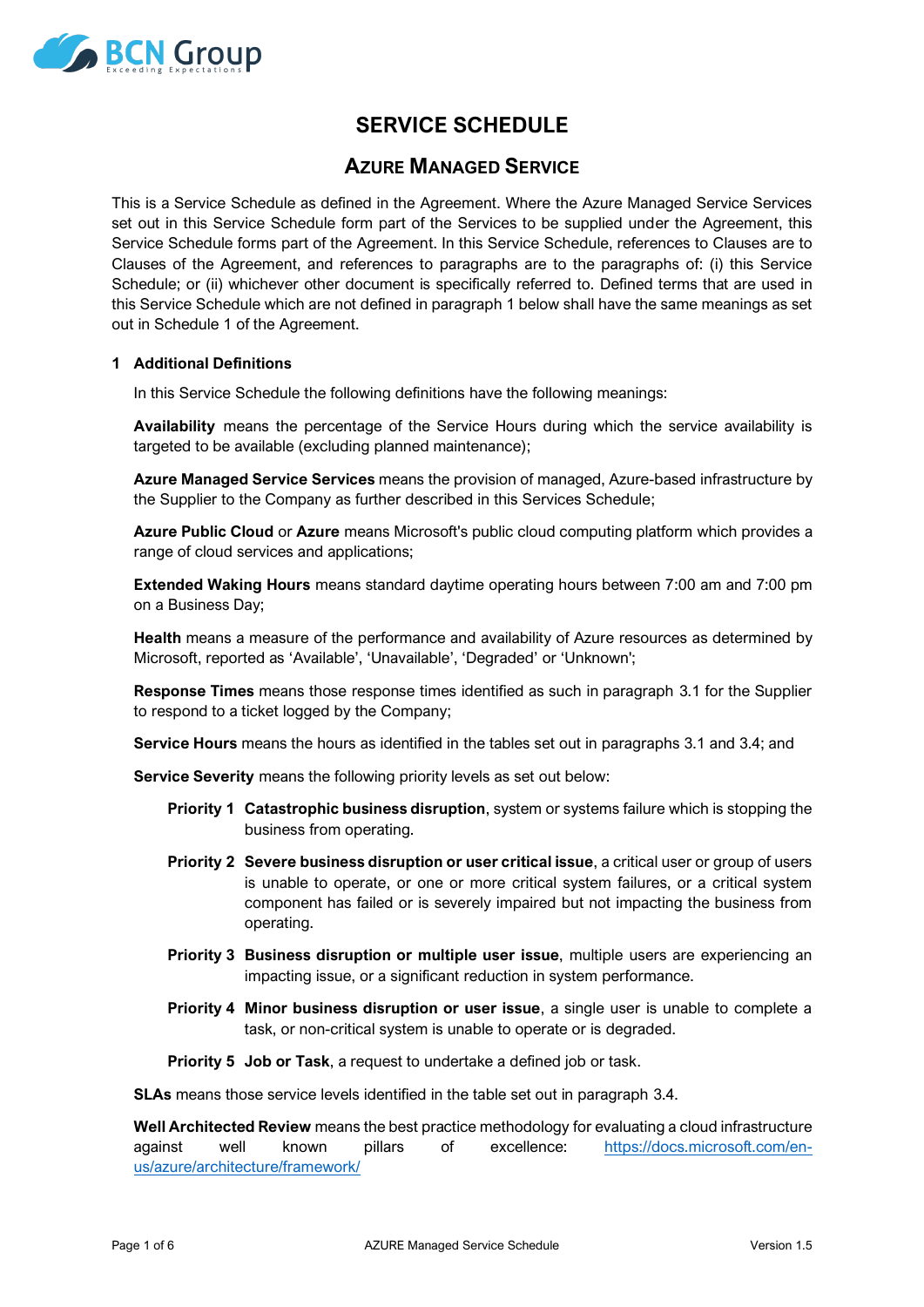# SERVICE SCHEDULE

## Azure Managed Service

This is a Service Schedule as defined in the Agreement. Where the Azure Managed Service Services set out in this Service Schedule form part of the Services to be supplied under the Agreement, this Service Schedule forms part of the Agreement. In this Service Schedule, references to Clauses are to Clauses of the Agreement, and references to paragraphs are to the paragraphs of: (i) this Service Schedule; or (ii) whichever other document is specifically referred to. Defined terms that are used in this Service Schedule which are not defined in paragraph 1 below shall have the same meanings as set out in Schedule 1 of the Agreement.

### 1 Additional Definitions

In this Service Schedule the following definitions have the following meanings:

**Availability** means the percentage of the Service Hours during which the service availability is targeted to be available (excluding planned maintenance);

**Azure Managed Service Services** means the provision of managed, Azure-based infrastructure by the Supplier to the Company as further described in this Services Schedule;

**Azure Public Cloud** or **Azure** means Microsoft's public cloud computing platform which provides a range of cloud services and applications;

**Extended Waking Hours** means standard daytime operating hours between 7:00 am and 7:00 pm on a Business Day;

**Health** means a measure of the performance and availability of Azure resources as determined by Microsoft, reported as 'Available', 'Unavailable', 'Degraded' or 'Unknown';

**Response Times** means those response times identified as such in paragraph 3.1 for the Supplier to respond to a ticket logged by the Company;

**Service Hours** means the hours as identified in the tables set out in paragraphs 3.1 and 3.4; and

**Service Severity** means the following priority levels as set out below:

- **Priority 1** **Catastrophic business disruption**, system or systems failure which is stopping the business from operating.
- **Priority 2** **Severe business disruption or user critical issue**, a critical user or group of users is unable to operate, or one or more critical system failures, or a critical system component has failed or is severely impaired but not impacting the business from operating.
- **Priority 3** **Business disruption or multiple user issue**, multiple users are experiencing an impacting issue, or a significant reduction in system performance.
- **Priority 4** **Minor business disruption or user issue**, a single user is unable to complete a task, or non-critical system is unable to operate or is degraded.
- **Priority 5** **Job or Task**, a request to undertake a defined job or task.

**SLAs** means those service levels identified in the table set out in paragraph 3.4.

**Well Architected Review** means the best practice methodology for evaluating a cloud infrastructure against well known pillars of excellence: https://docs.microsoft.com/en-us/azure/architecture/framework/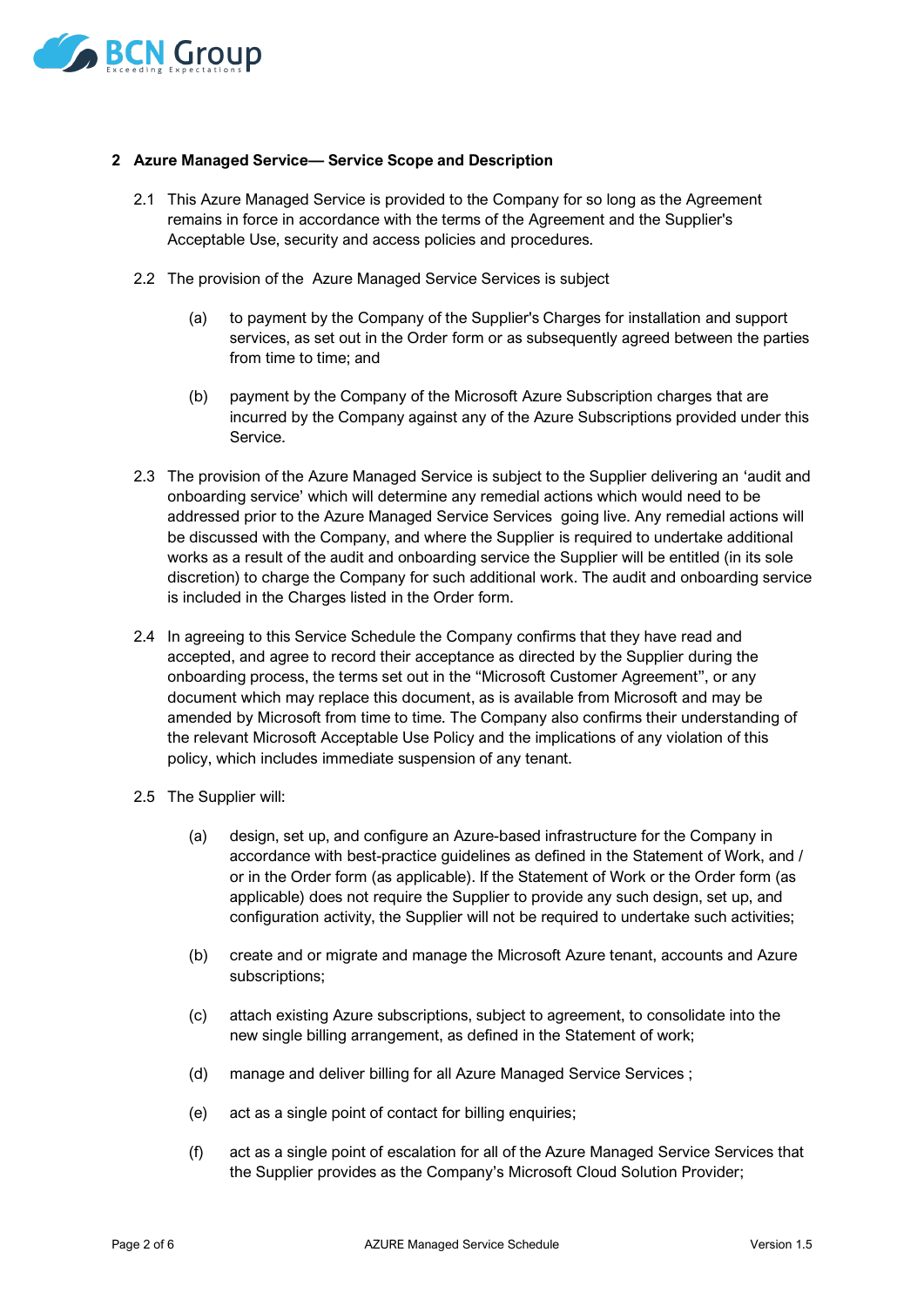## 2 Azure Managed Service— Service Scope and Description

2.1 This Azure Managed Service is provided to the Company for so long as the Agreement remains in force in accordance with the terms of the Agreement and the Supplier's Acceptable Use, security and access policies and procedures.

2.2 The provision of the Azure Managed Service Services is subject

(a) to payment by the Company of the Supplier's Charges for installation and support services, as set out in the Order form or as subsequently agreed between the parties from time to time; and

(b) payment by the Company of the Microsoft Azure Subscription charges that are incurred by the Company against any of the Azure Subscriptions provided under this Service.

2.3 The provision of the Azure Managed Service is subject to the Supplier delivering an 'audit and onboarding service' which will determine any remedial actions which would need to be addressed prior to the Azure Managed Service Services going live. Any remedial actions will be discussed with the Company, and where the Supplier is required to undertake additional works as a result of the audit and onboarding service the Supplier will be entitled (in its sole discretion) to charge the Company for such additional work. The audit and onboarding service is included in the Charges listed in the Order form.

2.4 In agreeing to this Service Schedule the Company confirms that they have read and accepted, and agree to record their acceptance as directed by the Supplier during the onboarding process, the terms set out in the "Microsoft Customer Agreement", or any document which may replace this document, as is available from Microsoft and may be amended by Microsoft from time to time. The Company also confirms their understanding of the relevant Microsoft Acceptable Use Policy and the implications of any violation of this policy, which includes immediate suspension of any tenant.

2.5 The Supplier will:

(a) design, set up, and configure an Azure-based infrastructure for the Company in accordance with best-practice guidelines as defined in the Statement of Work, and / or in the Order form (as applicable). If the Statement of Work or the Order form (as applicable) does not require the Supplier to provide any such design, set up, and configuration activity, the Supplier will not be required to undertake such activities;

(b) create and or migrate and manage the Microsoft Azure tenant, accounts and Azure subscriptions;

(c) attach existing Azure subscriptions, subject to agreement, to consolidate into the new single billing arrangement, as defined in the Statement of work;

(d) manage and deliver billing for all Azure Managed Service Services ;

(e) act as a single point of contact for billing enquiries;

(f) act as a single point of escalation for all of the Azure Managed Service Services that the Supplier provides as the Company's Microsoft Cloud Solution Provider;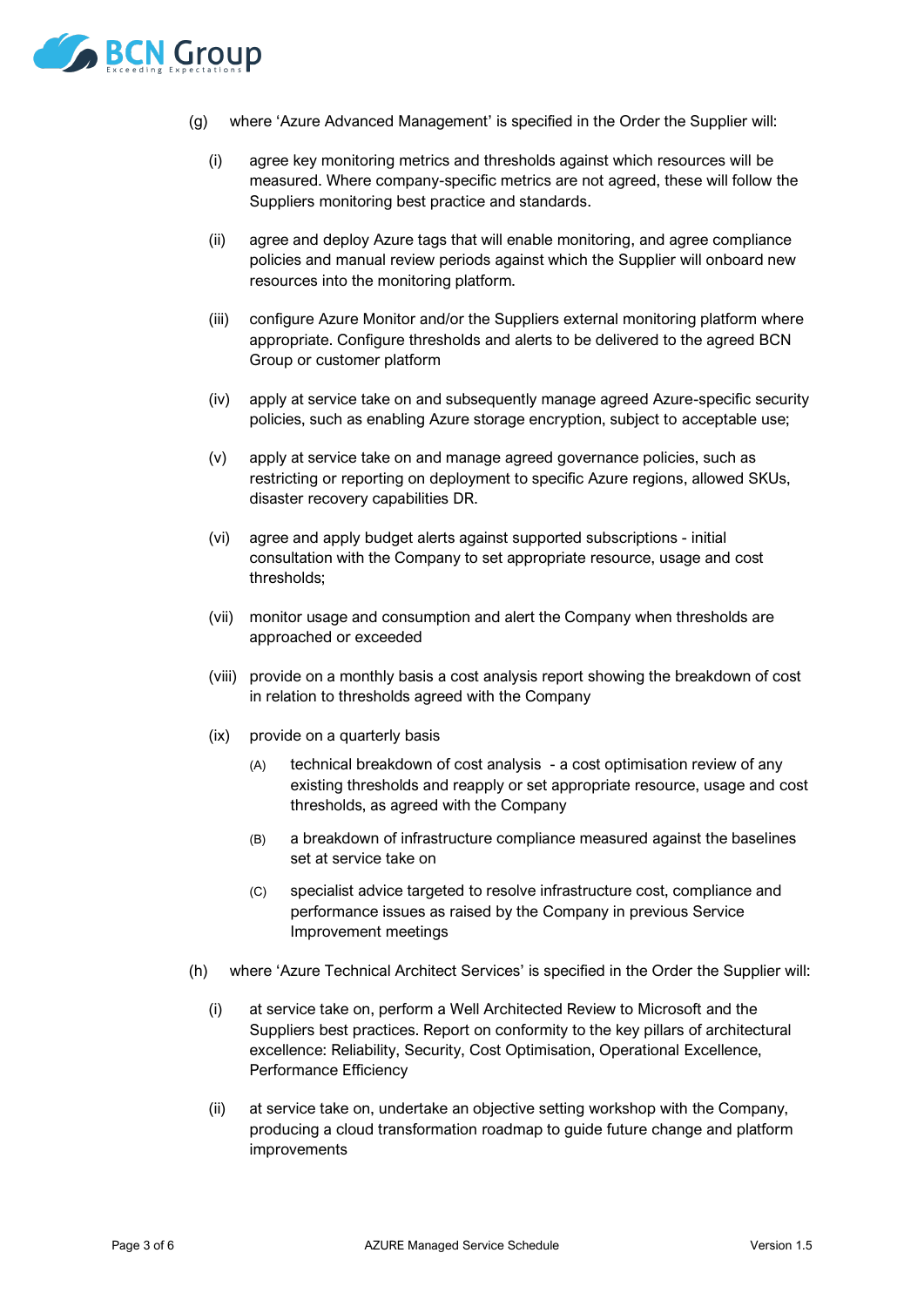(g) where 'Azure Advanced Management' is specified in the Order the Supplier will:

   (i) agree key monitoring metrics and thresholds against which resources will be measured. Where company-specific metrics are not agreed, these will follow the Suppliers monitoring best practice and standards.

   (ii) agree and deploy Azure tags that will enable monitoring, and agree compliance policies and manual review periods against which the Supplier will onboard new resources into the monitoring platform.

   (iii) configure Azure Monitor and/or the Suppliers external monitoring platform where appropriate. Configure thresholds and alerts to be delivered to the agreed BCN Group or customer platform

   (iv) apply at service take on and subsequently manage agreed Azure-specific security policies, such as enabling Azure storage encryption, subject to acceptable use;

   (v) apply at service take on and manage agreed governance policies, such as restricting or reporting on deployment to specific Azure regions, allowed SKUs, disaster recovery capabilities DR.

   (vi) agree and apply budget alerts against supported subscriptions - initial consultation with the Company to set appropriate resource, usage and cost thresholds;

   (vii) monitor usage and consumption and alert the Company when thresholds are approached or exceeded

   (viii) provide on a monthly basis a cost analysis report showing the breakdown of cost in relation to thresholds agreed with the Company

   (ix) provide on a quarterly basis

      (A) technical breakdown of cost analysis - a cost optimisation review of any existing thresholds and reapply or set appropriate resource, usage and cost thresholds, as agreed with the Company

      (B) a breakdown of infrastructure compliance measured against the baselines set at service take on

      (C) specialist advice targeted to resolve infrastructure cost, compliance and performance issues as raised by the Company in previous Service Improvement meetings

(h) where 'Azure Technical Architect Services' is specified in the Order the Supplier will:

   (i) at service take on, perform a Well Architected Review to Microsoft and the Suppliers best practices. Report on conformity to the key pillars of architectural excellence: Reliability, Security, Cost Optimisation, Operational Excellence, Performance Efficiency

   (ii) at service take on, undertake an objective setting workshop with the Company, producing a cloud transformation roadmap to guide future change and platform improvements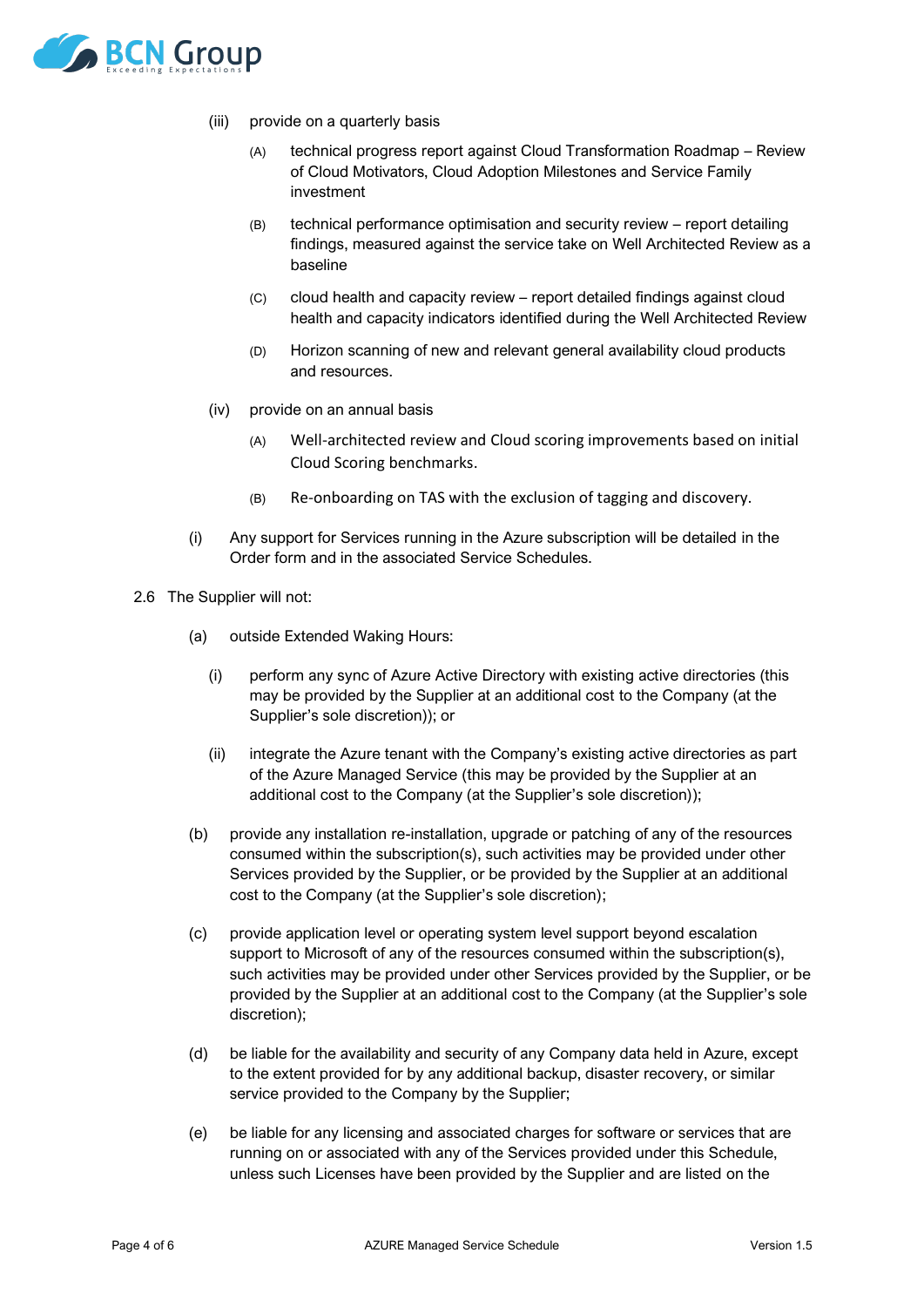(iii) provide on a quarterly basis

(A) technical progress report against Cloud Transformation Roadmap – Review of Cloud Motivators, Cloud Adoption Milestones and Service Family investment

(B) technical performance optimisation and security review – report detailing findings, measured against the service take on Well Architected Review as a baseline

(C) cloud health and capacity review – report detailed findings against cloud health and capacity indicators identified during the Well Architected Review

(D) Horizon scanning of new and relevant general availability cloud products and resources.

(iv) provide on an annual basis

(A) Well-architected review and Cloud scoring improvements based on initial Cloud Scoring benchmarks.

(B) Re-onboarding on TAS with the exclusion of tagging and discovery.

(i) Any support for Services running in the Azure subscription will be detailed in the Order form and in the associated Service Schedules.

2.6 The Supplier will not:

(a) outside Extended Waking Hours:

(i) perform any sync of Azure Active Directory with existing active directories (this may be provided by the Supplier at an additional cost to the Company (at the Supplier's sole discretion)); or

(ii) integrate the Azure tenant with the Company's existing active directories as part of the Azure Managed Service (this may be provided by the Supplier at an additional cost to the Company (at the Supplier's sole discretion));

(b) provide any installation re-installation, upgrade or patching of any of the resources consumed within the subscription(s), such activities may be provided under other Services provided by the Supplier, or be provided by the Supplier at an additional cost to the Company (at the Supplier's sole discretion);

(c) provide application level or operating system level support beyond escalation support to Microsoft of any of the resources consumed within the subscription(s), such activities may be provided under other Services provided by the Supplier, or be provided by the Supplier at an additional cost to the Company (at the Supplier's sole discretion);

(d) be liable for the availability and security of any Company data held in Azure, except to the extent provided for by any additional backup, disaster recovery, or similar service provided to the Company by the Supplier;

(e) be liable for any licensing and associated charges for software or services that are running on or associated with any of the Services provided under this Schedule, unless such Licenses have been provided by the Supplier and are listed on the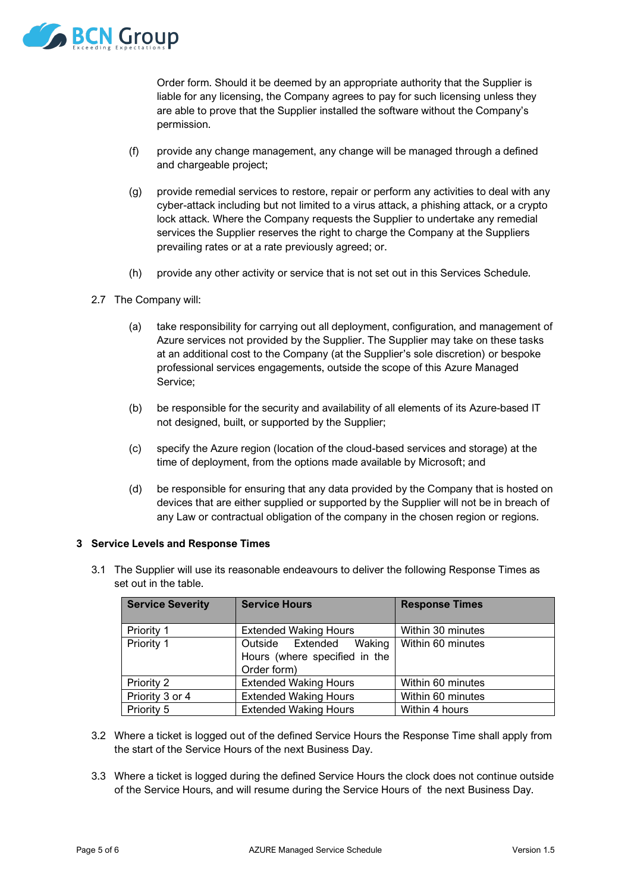Order form. Should it be deemed by an appropriate authority that the Supplier is liable for any licensing, the Company agrees to pay for such licensing unless they are able to prove that the Supplier installed the software without the Company's permission.

(f) provide any change management, any change will be managed through a defined and chargeable project;

(g) provide remedial services to restore, repair or perform any activities to deal with any cyber-attack including but not limited to a virus attack, a phishing attack, or a crypto lock attack. Where the Company requests the Supplier to undertake any remedial services the Supplier reserves the right to charge the Company at the Suppliers prevailing rates or at a rate previously agreed; or.

(h) provide any other activity or service that is not set out in this Services Schedule.

2.7 The Company will:

(a) take responsibility for carrying out all deployment, configuration, and management of Azure services not provided by the Supplier. The Supplier may take on these tasks at an additional cost to the Company (at the Supplier's sole discretion) or bespoke professional services engagements, outside the scope of this Azure Managed Service;

(b) be responsible for the security and availability of all elements of its Azure-based IT not designed, built, or supported by the Supplier;

(c) specify the Azure region (location of the cloud-based services and storage) at the time of deployment, from the options made available by Microsoft; and

(d) be responsible for ensuring that any data provided by the Company that is hosted on devices that are either supplied or supported by the Supplier will not be in breach of any Law or contractual obligation of the company in the chosen region or regions.

## 3 Service Levels and Response Times

3.1 The Supplier will use its reasonable endeavours to deliver the following Response Times as set out in the table.

| Service Severity | Service Hours | Response Times |
|---|---|---|
| Priority 1 | Extended Waking Hours | Within 30 minutes |
| Priority 1 | Outside Extended Waking Hours (where specified in the Order form) | Within 60 minutes |
| Priority 2 | Extended Waking Hours | Within 60 minutes |
| Priority 3 or 4 | Extended Waking Hours | Within 60 minutes |
| Priority 5 | Extended Waking Hours | Within 4 hours |

3.2 Where a ticket is logged out of the defined Service Hours the Response Time shall apply from the start of the Service Hours of the next Business Day.

3.3 Where a ticket is logged during the defined Service Hours the clock does not continue outside of the Service Hours, and will resume during the Service Hours of the next Business Day.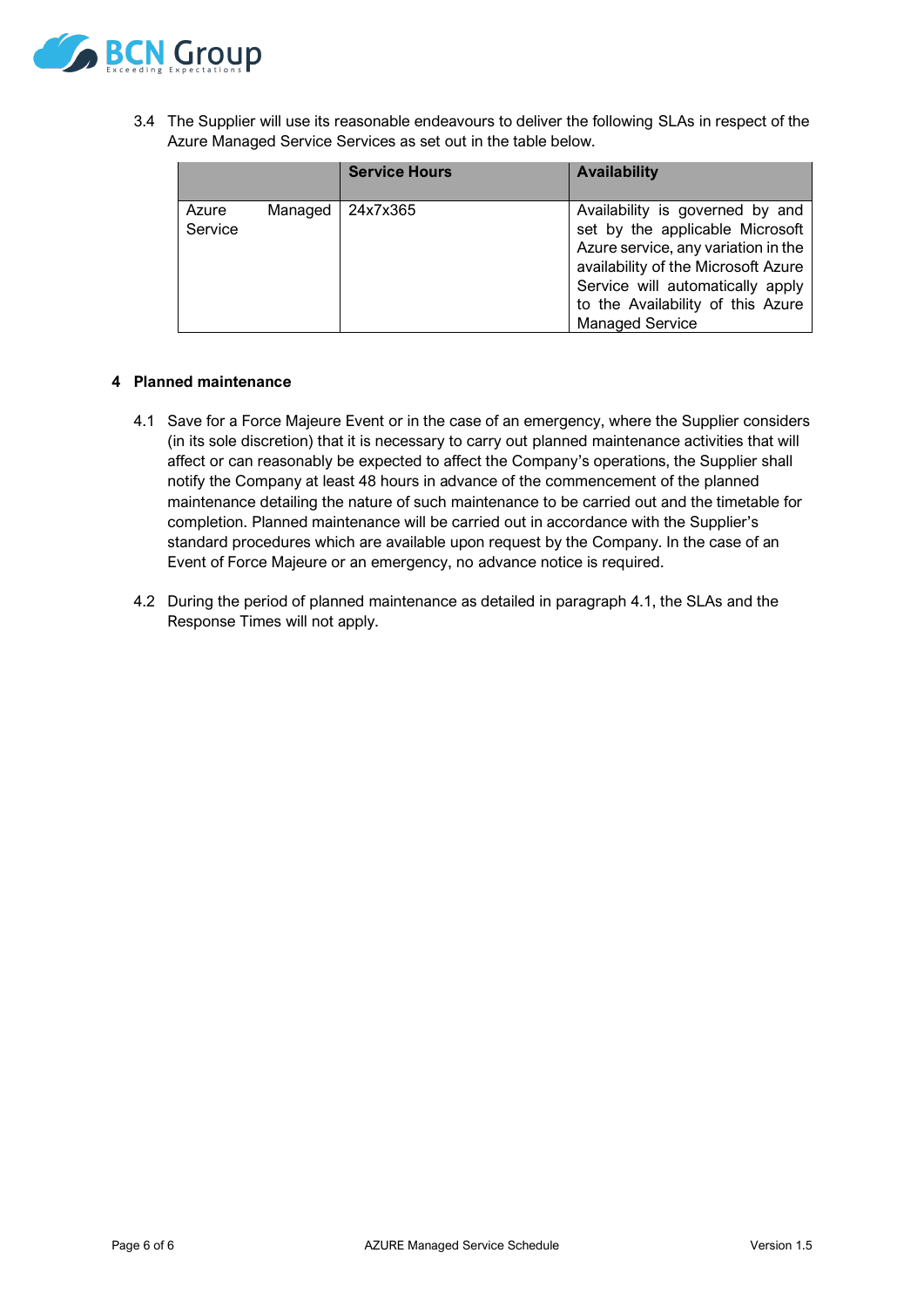3.4 The Supplier will use its reasonable endeavours to deliver the following SLAs in respect of the Azure Managed Service Services as set out in the table below.

| | Service Hours | Availability |
|---|---|---|
| Azure Managed Service | 24x7x365 | Availability is governed by and set by the applicable Microsoft Azure service, any variation in the availability of the Microsoft Azure Service will automatically apply to the Availability of this Azure Managed Service |

## 4 Planned maintenance

4.1 Save for a Force Majeure Event or in the case of an emergency, where the Supplier considers (in its sole discretion) that it is necessary to carry out planned maintenance activities that will affect or can reasonably be expected to affect the Company's operations, the Supplier shall notify the Company at least 48 hours in advance of the commencement of the planned maintenance detailing the nature of such maintenance to be carried out and the timetable for completion. Planned maintenance will be carried out in accordance with the Supplier's standard procedures which are available upon request by the Company. In the case of an Event of Force Majeure or an emergency, no advance notice is required.

4.2 During the period of planned maintenance as detailed in paragraph 4.1, the SLAs and the Response Times will not apply.